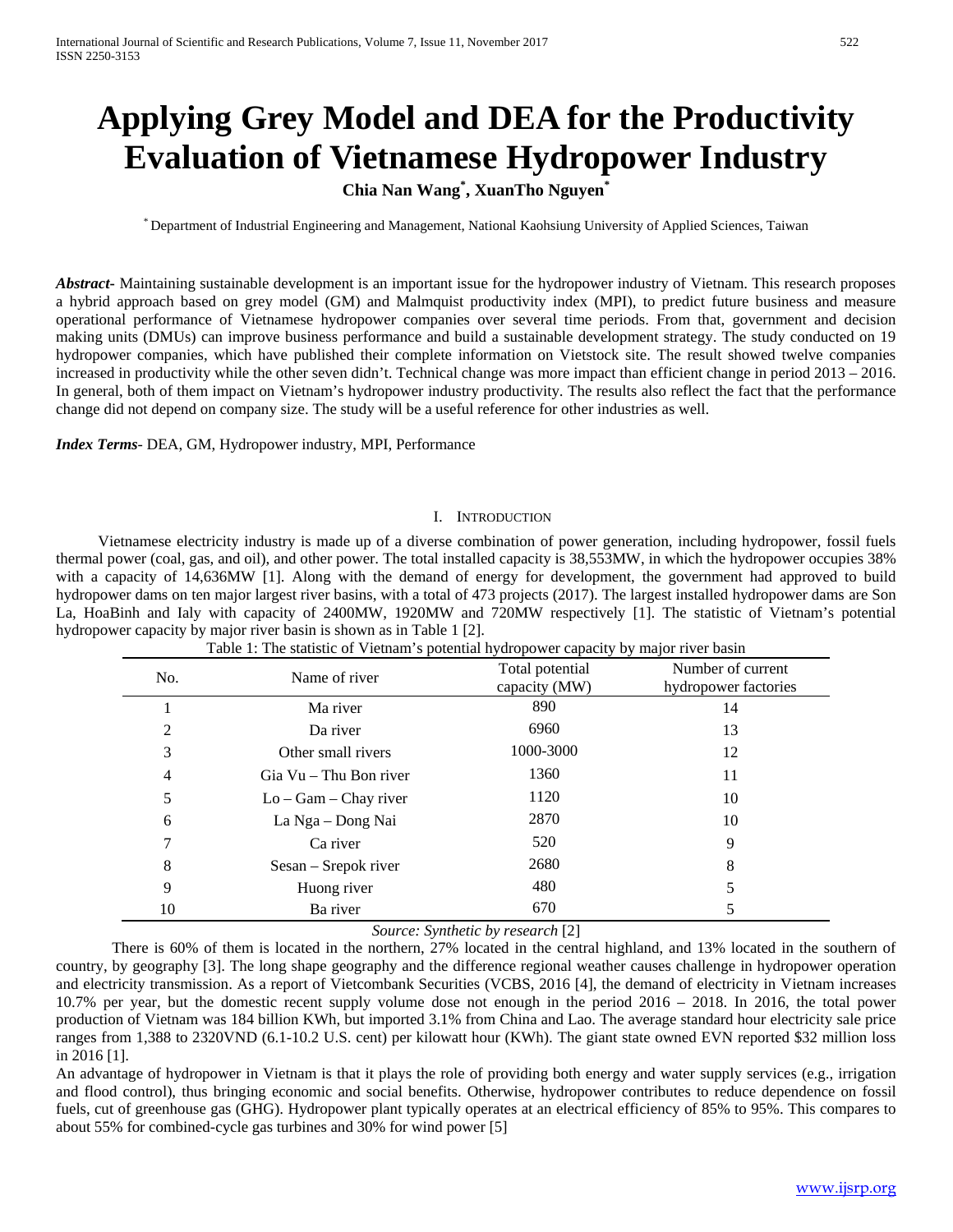# Applying Grey Model and DEA for the Productivity Evaluation of Vietnamese Hydropower Industry

**Chia Nan Wang*, XuanTho Nguyen***

* Department of Industrial Engineering and Management, National Kaohsiung University of Applied Sciences, Taiwan

***Abstract***- Maintaining sustainable development is an important issue for the hydropower industry of Vietnam. This research proposes a hybrid approach based on grey model (GM) and Malmquist productivity index (MPI), to predict future business and measure operational performance of Vietnamese hydropower companies over several time periods. From that, government and decision making units (DMUs) can improve business performance and build a sustainable development strategy. The study conducted on 19 hydropower companies, which have published their complete information on Vietstock site. The result showed twelve companies increased in productivity while the other seven didn't. Technical change was more impact than efficient change in period 2013 – 2016. In general, both of them impact on Vietnam's hydropower industry productivity. The results also reflect the fact that the performance change did not depend on company size. The study will be a useful reference for other industries as well.

***Index Terms***- DEA, GM, Hydropower industry, MPI, Performance

## I. Introduction

Vietnamese electricity industry is made up of a diverse combination of power generation, including hydropower, fossil fuels thermal power (coal, gas, and oil), and other power. The total installed capacity is 38,553MW, in which the hydropower occupies 38% with a capacity of 14,636MW [1]. Along with the demand of energy for development, the government had approved to build hydropower dams on ten major largest river basins, with a total of 473 projects (2017). The largest installed hydropower dams are Son La, HoaBinh and Ialy with capacity of 2400MW, 1920MW and 720MW respectively [1]. The statistic of Vietnam's potential hydropower capacity by major river basin is shown as in Table 1 [2].

Table 1: The statistic of Vietnam's potential hydropower capacity by major river basin

| No. | Name of river | Total potential capacity (MW) | Number of current hydropower factories |
|---|---|---|---|
| 1 | Ma river | 890 | 14 |
| 2 | Da river | 6960 | 13 |
| 3 | Other small rivers | 1000-3000 | 12 |
| 4 | Gia Vu – Thu Bon river | 1360 | 11 |
| 5 | Lo – Gam – Chay river | 1120 | 10 |
| 6 | La Nga – Dong Nai | 2870 | 10 |
| 7 | Ca river | 520 | 9 |
| 8 | Sesan – Srepok river | 2680 | 8 |
| 9 | Huong river | 480 | 5 |
| 10 | Ba river | 670 | 5 |

*Source: Synthetic by research* [2]

There is 60% of them is located in the northern, 27% located in the central highland, and 13% located in the southern of country, by geography [3]. The long shape geography and the difference regional weather causes challenge in hydropower operation and electricity transmission. As a report of Vietcombank Securities (VCBS, 2016 [4], the demand of electricity in Vietnam increases 10.7% per year, but the domestic recent supply volume dose not enough in the period 2016 – 2018. In 2016, the total power production of Vietnam was 184 billion KWh, but imported 3.1% from China and Lao. The average standard hour electricity sale price ranges from 1,388 to 2320VND (6.1-10.2 U.S. cent) per kilowatt hour (KWh). The giant state owned EVN reported $32 million loss in 2016 [1].

An advantage of hydropower in Vietnam is that it plays the role of providing both energy and water supply services (e.g., irrigation and flood control), thus bringing economic and social benefits. Otherwise, hydropower contributes to reduce dependence on fossil fuels, cut of greenhouse gas (GHG). Hydropower plant typically operates at an electrical efficiency of 85% to 95%. This compares to about 55% for combined-cycle gas turbines and 30% for wind power [5]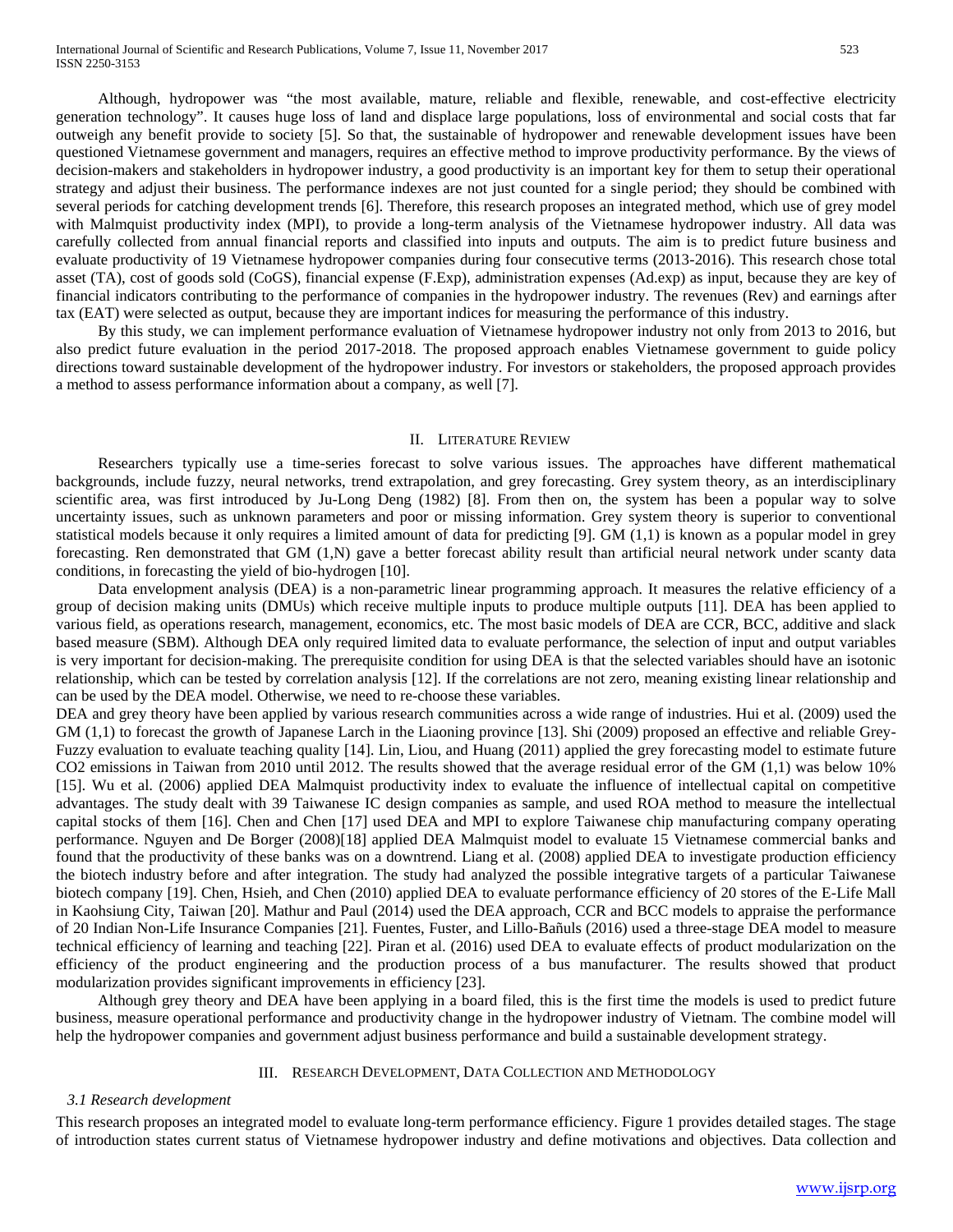Although, hydropower was "the most available, mature, reliable and flexible, renewable, and cost-effective electricity generation technology". It causes huge loss of land and displace large populations, loss of environmental and social costs that far outweigh any benefit provide to society [5]. So that, the sustainable of hydropower and renewable development issues have been questioned Vietnamese government and managers, requires an effective method to improve productivity performance. By the views of decision-makers and stakeholders in hydropower industry, a good productivity is an important key for them to setup their operational strategy and adjust their business. The performance indexes are not just counted for a single period; they should be combined with several periods for catching development trends [6]. Therefore, this research proposes an integrated method, which use of grey model with Malmquist productivity index (MPI), to provide a long-term analysis of the Vietnamese hydropower industry. All data was carefully collected from annual financial reports and classified into inputs and outputs. The aim is to predict future business and evaluate productivity of 19 Vietnamese hydropower companies during four consecutive terms (2013-2016). This research chose total asset (TA), cost of goods sold (CoGS), financial expense (F.Exp), administration expenses (Ad.exp) as input, because they are key of financial indicators contributing to the performance of companies in the hydropower industry. The revenues (Rev) and earnings after tax (EAT) were selected as output, because they are important indices for measuring the performance of this industry.

By this study, we can implement performance evaluation of Vietnamese hydropower industry not only from 2013 to 2016, but also predict future evaluation in the period 2017-2018. The proposed approach enables Vietnamese government to guide policy directions toward sustainable development of the hydropower industry. For investors or stakeholders, the proposed approach provides a method to assess performance information about a company, as well [7].

## II. Literature Review

Researchers typically use a time-series forecast to solve various issues. The approaches have different mathematical backgrounds, include fuzzy, neural networks, trend extrapolation, and grey forecasting. Grey system theory, as an interdisciplinary scientific area, was first introduced by Ju-Long Deng (1982) [8]. From then on, the system has been a popular way to solve uncertainty issues, such as unknown parameters and poor or missing information. Grey system theory is superior to conventional statistical models because it only requires a limited amount of data for predicting [9]. GM (1,1) is known as a popular model in grey forecasting. Ren demonstrated that GM (1,N) gave a better forecast ability result than artificial neural network under scanty data conditions, in forecasting the yield of bio-hydrogen [10].

Data envelopment analysis (DEA) is a non-parametric linear programming approach. It measures the relative efficiency of a group of decision making units (DMUs) which receive multiple inputs to produce multiple outputs [11]. DEA has been applied to various field, as operations research, management, economics, etc. The most basic models of DEA are CCR, BCC, additive and slack based measure (SBM). Although DEA only required limited data to evaluate performance, the selection of input and output variables is very important for decision-making. The prerequisite condition for using DEA is that the selected variables should have an isotonic relationship, which can be tested by correlation analysis [12]. If the correlations are not zero, meaning existing linear relationship and can be used by the DEA model. Otherwise, we need to re-choose these variables.

DEA and grey theory have been applied by various research communities across a wide range of industries. Hui et al. (2009) used the GM (1,1) to forecast the growth of Japanese Larch in the Liaoning province [13]. Shi (2009) proposed an effective and reliable Grey-Fuzzy evaluation to evaluate teaching quality [14]. Lin, Liou, and Huang (2011) applied the grey forecasting model to estimate future CO2 emissions in Taiwan from 2010 until 2012. The results showed that the average residual error of the GM (1,1) was below 10% [15]. Wu et al. (2006) applied DEA Malmquist productivity index to evaluate the influence of intellectual capital on competitive advantages. The study dealt with 39 Taiwanese IC design companies as sample, and used ROA method to measure the intellectual capital stocks of them [16]. Chen and Chen [17] used DEA and MPI to explore Taiwanese chip manufacturing company operating performance. Nguyen and De Borger (2008)[18] applied DEA Malmquist model to evaluate 15 Vietnamese commercial banks and found that the productivity of these banks was on a downtrend. Liang et al. (2008) applied DEA to investigate production efficiency the biotech industry before and after integration. The study had analyzed the possible integrative targets of a particular Taiwanese biotech company [19]. Chen, Hsieh, and Chen (2010) applied DEA to evaluate performance efficiency of 20 stores of the E-Life Mall in Kaohsiung City, Taiwan [20]. Mathur and Paul (2014) used the DEA approach, CCR and BCC models to appraise the performance of 20 Indian Non-Life Insurance Companies [21]. Fuentes, Fuster, and Lillo-Bañuls (2016) used a three-stage DEA model to measure technical efficiency of learning and teaching [22]. Piran et al. (2016) used DEA to evaluate effects of product modularization on the efficiency of the product engineering and the production process of a bus manufacturer. The results showed that product modularization provides significant improvements in efficiency [23].

Although grey theory and DEA have been applying in a board filed, this is the first time the models is used to predict future business, measure operational performance and productivity change in the hydropower industry of Vietnam. The combine model will help the hydropower companies and government adjust business performance and build a sustainable development strategy.

## III. Research Development, Data Collection and Methodology

### *3.1 Research development*

This research proposes an integrated model to evaluate long-term performance efficiency. Figure 1 provides detailed stages. The stage of introduction states current status of Vietnamese hydropower industry and define motivations and objectives. Data collection and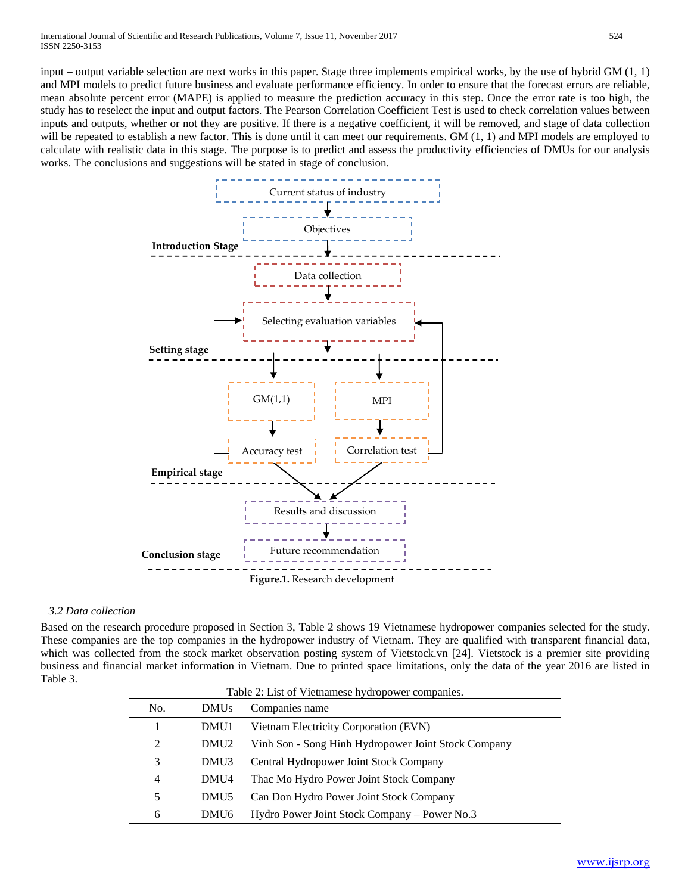input – output variable selection are next works in this paper. Stage three implements empirical works, by the use of hybrid GM (1, 1) and MPI models to predict future business and evaluate performance efficiency. In order to ensure that the forecast errors are reliable, mean absolute percent error (MAPE) is applied to measure the prediction accuracy in this step. Once the error rate is too high, the study has to reselect the input and output factors. The Pearson Correlation Coefficient Test is used to check correlation values between inputs and outputs, whether or not they are positive. If there is a negative coefficient, it will be removed, and stage of data collection will be repeated to establish a new factor. This is done until it can meet our requirements. GM (1, 1) and MPI models are employed to calculate with realistic data in this stage. The purpose is to predict and assess the productivity efficiencies of DMUs for our analysis works. The conclusions and suggestions will be stated in stage of conclusion.

**Introduction Stage**: Current status of industry → Objectives

**Setting stage**: Data collection → Selecting evaluation variables

**Empirical stage**: GM(1,1) → Accuracy test; MPI → Correlation test

**Conclusion stage**: Results and discussion → Future recommendation

**Figure.1.** Research development

### *3.2 Data collection*

Based on the research procedure proposed in Section 3, Table 2 shows 19 Vietnamese hydropower companies selected for the study. These companies are the top companies in the hydropower industry of Vietnam. They are qualified with transparent financial data, which was collected from the stock market observation posting system of Vietstock.vn [24]. Vietstock is a premier site providing business and financial market information in Vietnam. Due to printed space limitations, only the data of the year 2016 are listed in Table 3.

Table 2: List of Vietnamese hydropower companies.

| No. | DMUs | Companies name |
|---|---|---|
| 1 | DMU1 | Vietnam Electricity Corporation (EVN) |
| 2 | DMU2 | Vinh Son - Song Hinh Hydropower Joint Stock Company |
| 3 | DMU3 | Central Hydropower Joint Stock Company |
| 4 | DMU4 | Thac Mo Hydro Power Joint Stock Company |
| 5 | DMU5 | Can Don Hydro Power Joint Stock Company |
| 6 | DMU6 | Hydro Power Joint Stock Company – Power No.3 |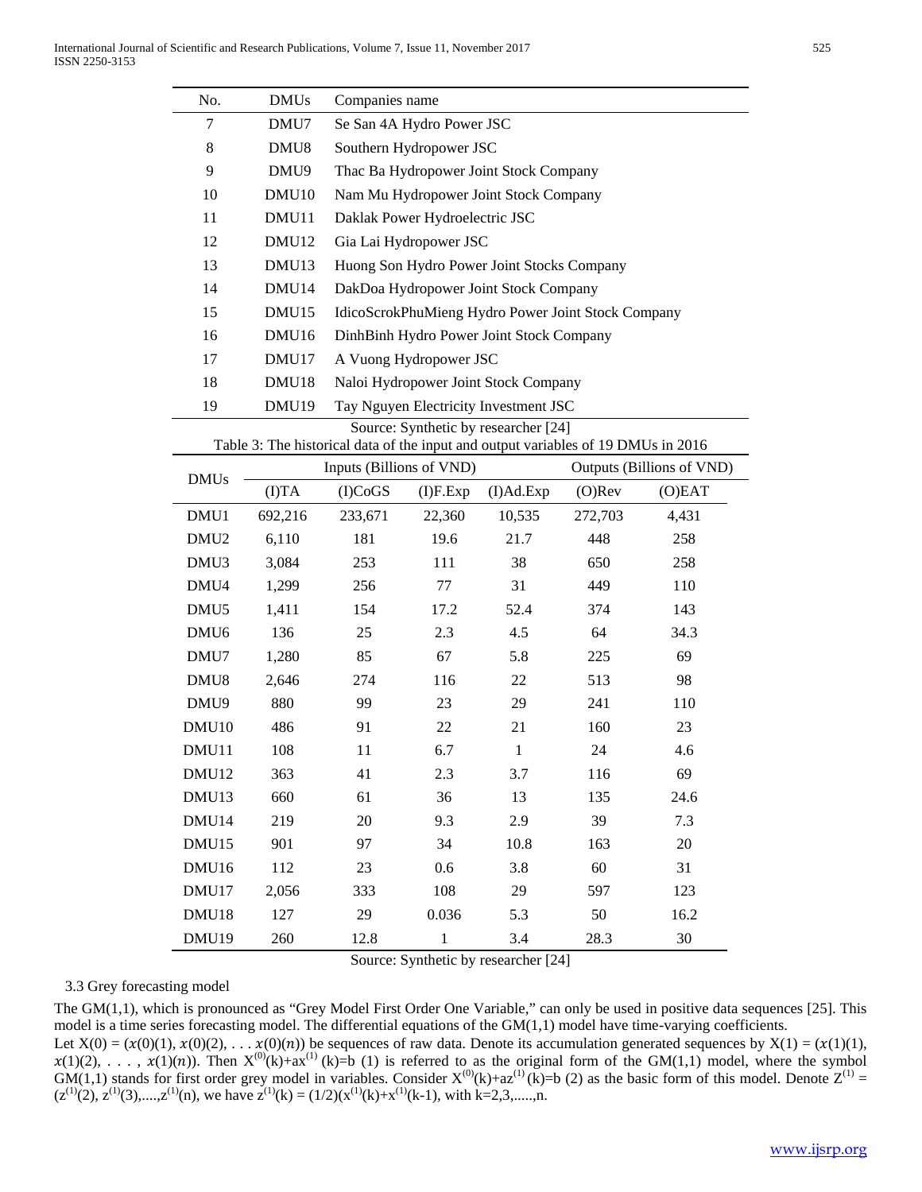| No. | DMUs | Companies name |
|---|---|---|
| 7 | DMU7 | Se San 4A Hydro Power JSC |
| 8 | DMU8 | Southern Hydropower JSC |
| 9 | DMU9 | Thac Ba Hydropower Joint Stock Company |
| 10 | DMU10 | Nam Mu Hydropower Joint Stock Company |
| 11 | DMU11 | Daklak Power Hydroelectric JSC |
| 12 | DMU12 | Gia Lai Hydropower JSC |
| 13 | DMU13 | Huong Son Hydro Power Joint Stocks Company |
| 14 | DMU14 | DakDoa Hydropower Joint Stock Company |
| 15 | DMU15 | IdicoScrokPhuMieng Hydro Power Joint Stock Company |
| 16 | DMU16 | DinhBinh Hydro Power Joint Stock Company |
| 17 | DMU17 | A Vuong Hydropower JSC |
| 18 | DMU18 | Naloi Hydropower Joint Stock Company |
| 19 | DMU19 | Tay Nguyen Electricity Investment JSC |

Source: Synthetic by researcher [24]

Table 3: The historical data of the input and output variables of 19 DMUs in 2016

| DMUs | Inputs (Billions of VND) | | | | Outputs (Billions of VND) | |
|---|---|---|---|---|---|---|
| | (I)TA | (I)CoGS | (I)F.Exp | (I)Ad.Exp | (O)Rev | (O)EAT |
| DMU1 | 692,216 | 233,671 | 22,360 | 10,535 | 272,703 | 4,431 |
| DMU2 | 6,110 | 181 | 19.6 | 21.7 | 448 | 258 |
| DMU3 | 3,084 | 253 | 111 | 38 | 650 | 258 |
| DMU4 | 1,299 | 256 | 77 | 31 | 449 | 110 |
| DMU5 | 1,411 | 154 | 17.2 | 52.4 | 374 | 143 |
| DMU6 | 136 | 25 | 2.3 | 4.5 | 64 | 34.3 |
| DMU7 | 1,280 | 85 | 67 | 5.8 | 225 | 69 |
| DMU8 | 2,646 | 274 | 116 | 22 | 513 | 98 |
| DMU9 | 880 | 99 | 23 | 29 | 241 | 110 |
| DMU10 | 486 | 91 | 22 | 21 | 160 | 23 |
| DMU11 | 108 | 11 | 6.7 | 1 | 24 | 4.6 |
| DMU12 | 363 | 41 | 2.3 | 3.7 | 116 | 69 |
| DMU13 | 660 | 61 | 36 | 13 | 135 | 24.6 |
| DMU14 | 219 | 20 | 9.3 | 2.9 | 39 | 7.3 |
| DMU15 | 901 | 97 | 34 | 10.8 | 163 | 20 |
| DMU16 | 112 | 23 | 0.6 | 3.8 | 60 | 31 |
| DMU17 | 2,056 | 333 | 108 | 29 | 597 | 123 |
| DMU18 | 127 | 29 | 0.036 | 5.3 | 50 | 16.2 |
| DMU19 | 260 | 12.8 | 1 | 3.4 | 28.3 | 30 |

Source: Synthetic by researcher [24]

### 3.3 Grey forecasting model

The GM(1,1), which is pronounced as "Grey Model First Order One Variable," can only be used in positive data sequences [25]. This model is a time series forecasting model. The differential equations of the GM(1,1) model have time-varying coefficients.

Let $X(0) = (x(0)(1), x(0)(2), \ldots x(0)(n))$ be sequences of raw data. Denote its accumulation generated sequences by $X(1) = (x(1)(1), x(1)(2), \ldots, x(1)(n))$. Then $X^{(0)}(k)+ax^{(1)}(k)=b$ (1) is referred to as the original form of the GM(1,1) model, where the symbol GM(1,1) stands for first order grey model in variables. Consider $X^{(0)}(k)+az^{(1)}(k)=b$ (2) as the basic form of this model. Denote $Z^{(1)} = (z^{(1)}(2), z^{(1)}(3), \ldots, z^{(1)}(n)$, we have $z^{(1)}(k) = (1/2)(x^{(1)}(k)+x^{(1)}(k-1)$, with $k=2,3,\ldots,n$.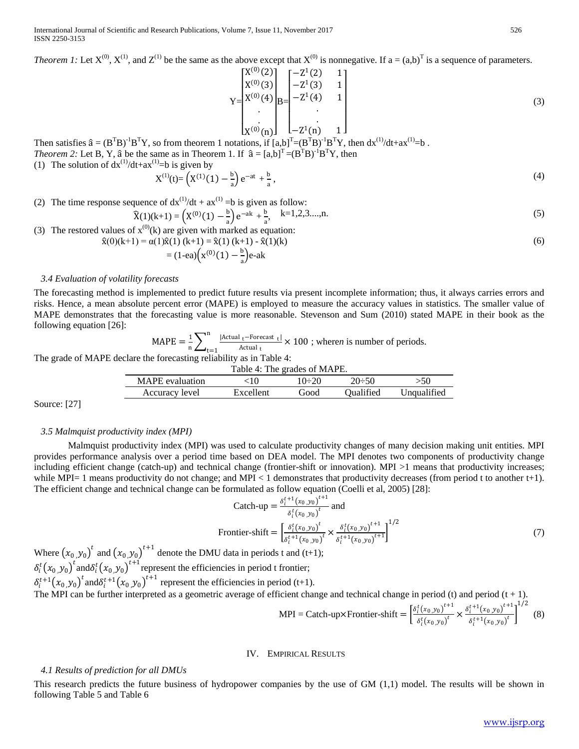*Theorem 1:* Let $X^{(0)}$, $X^{(1)}$, and $Z^{(1)}$ be the same as the above except that $X^{(0)}$ is nonnegative. If $a = (a,b)^T$ is a sequence of parameters.

$$Y=\begin{bmatrix} X^{(0)}(2) \\ X^{(0)}(3) \\ X^{(0)}(4) \\ . \\ . \\ X^{(0)}(n) \end{bmatrix} B=\begin{bmatrix} -Z^1(2) & 1 \\ -Z^1(3) & 1 \\ -Z^1(4) & 1 \\ & . \\ & . \\ -Z^1(n) & 1 \end{bmatrix} \tag{3}$$

Then satisfies $\hat{a} = (B^TB)^{-1}B^TY$, so from theorem 1 notations, if $[a,b]^T=(B^TB)^{-1}B^TY$, then $dx^{(1)}/dt+ax^{(1)}=b$ .

*Theorem 2:* Let B, Y, $\hat{a}$ be the same as in Theorem 1. If $\hat{a} = [a,b]^T = (B^TB)^{-1}B^TY$, then

(1) The solution of $dx^{(1)}/dt+ax^{(1)}=b$ is given by

$$X^{(1)}(t)= \left(X^{(1)}(1) - \frac{b}{a}\right) e^{-at} + \frac{b}{a}, \tag{4}$$

(2) The time response sequence of $dx^{(1)}/dt + ax^{(1)} =b$ is given as follow:

$$\widehat{X}(1)(k+1) = \left(X^{(0)}(1) - \frac{b}{a}\right) e^{-ak} + \frac{b}{a}, \quad k=1,2,3....,n. \tag{5}$$

(3) The restored values of $x^{(0)}(k)$ are given with marked as equation:

$$\hat{x}(0)(k+1) = \alpha(1)\hat{x}(1)(k+1) = \hat{x}(1)(k+1) - \hat{x}(1)(k) \tag{6}$$

$$= (1\text{-ea})\left(x^{(0)}(1) - \frac{b}{a}\right)\text{e-ak}$$

### 3.4 Evaluation of volatility forecasts

The forecasting method is implemented to predict future results via present incomplete information; thus, it always carries errors and risks. Hence, a mean absolute percent error (MAPE) is employed to measure the accuracy values in statistics. The smaller value of MAPE demonstrates that the forecasting value is more reasonable. Stevenson and Sum (2010) stated MAPE in their book as the following equation [26]:

$$\text{MAPE} = \frac{1}{n}\sum_{t=1}^{n} \frac{|\text{Actual}_t - \text{Forecast}_t|}{\text{Actual}_t} \times 100 \text{ ; where } n \text{ is number of periods.}$$

The grade of MAPE declare the forecasting reliability as in Table 4:

Table 4: The grades of MAPE.

| MAPE evaluation | <10 | 10÷20 | 20÷50 | >50 |
|---|---|---|---|---|
| Accuracy level | Excellent | Good | Qualified | Unqualified |

Source: [27]

### 3.5 Malmquist productivity index (MPI)

Malmquist productivity index (MPI) was used to calculate productivity changes of many decision making unit entities. MPI provides performance analysis over a period time based on DEA model. The MPI denotes two components of productivity change including efficient change (catch-up) and technical change (frontier-shift or innovation). MPI >1 means that productivity increases; while MPI= 1 means productivity do not change; and MPI < 1 demonstrates that productivity decreases (from period t to another t+1). The efficient change and technical change can be formulated as follow equation (Coelli et al, 2005) [28]:

$$\text{Catch-up} = \frac{\delta_i^{t+1}(x_0, y_0)^{t+1}}{\delta_i^{t}(x_0, y_0)^{t}} \text{ and}$$

$$\text{Frontier-shift} = \left[\frac{\delta_i^{t}(x_0, y_0)^{t}}{\delta_i^{t+1}(x_0, y_0)^{t}} \times \frac{\delta_i^{t}(x_0, y_0)^{t+1}}{\delta_i^{t+1}(x_0, y_0)^{t+1}}\right]^{1/2} \tag{7}$$

Where $(x_0, y_0)^t$ and $(x_0, y_0)^{t+1}$ denote the DMU data in periods t and (t+1);

$\delta_i^t(x_0, y_0)^t$ and $\delta_i^t(x_0, y_0)^{t+1}$ represent the efficiencies in period t frontier;

$\delta_i^{t+1}(x_0, y_0)^t$ and $\delta_i^{t+1}(x_0, y_0)^{t+1}$ represent the efficiencies in period (t+1).

The MPI can be further interpreted as a geometric average of efficient change and technical change in period (t) and period (t + 1).

$$\text{MPI} = \text{Catch-up} \times \text{Frontier-shift} = \left[\frac{\delta_i^{t}(x_0, y_0)^{t+1}}{\delta_i^{t}(x_0, y_0)^{t}} \times \frac{\delta_i^{t+1}(x_0, y_0)^{t+1}}{\delta_i^{t+1}(x_0, y_0)^{t}}\right]^{1/2} \tag{8}$$

## IV. Empirical Results

### 4.1 Results of prediction for all DMUs

This research predicts the future business of hydropower companies by the use of GM (1,1) model. The results will be shown in following Table 5 and Table 6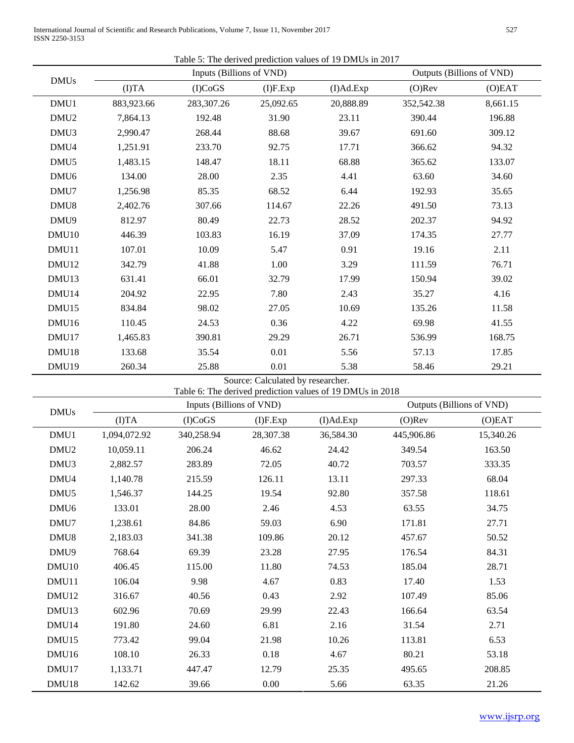Table 5: The derived prediction values of 19 DMUs in 2017

| DMUs | Inputs (Billions of VND) | | | | Outputs (Billions of VND) | |
|---|---|---|---|---|---|---|
| | (I)TA | (I)CoGS | (I)F.Exp | (I)Ad.Exp | (O)Rev | (O)EAT |
| DMU1 | 883,923.66 | 283,307.26 | 25,092.65 | 20,888.89 | 352,542.38 | 8,661.15 |
| DMU2 | 7,864.13 | 192.48 | 31.90 | 23.11 | 390.44 | 196.88 |
| DMU3 | 2,990.47 | 268.44 | 88.68 | 39.67 | 691.60 | 309.12 |
| DMU4 | 1,251.91 | 233.70 | 92.75 | 17.71 | 366.62 | 94.32 |
| DMU5 | 1,483.15 | 148.47 | 18.11 | 68.88 | 365.62 | 133.07 |
| DMU6 | 134.00 | 28.00 | 2.35 | 4.41 | 63.60 | 34.60 |
| DMU7 | 1,256.98 | 85.35 | 68.52 | 6.44 | 192.93 | 35.65 |
| DMU8 | 2,402.76 | 307.66 | 114.67 | 22.26 | 491.50 | 73.13 |
| DMU9 | 812.97 | 80.49 | 22.73 | 28.52 | 202.37 | 94.92 |
| DMU10 | 446.39 | 103.83 | 16.19 | 37.09 | 174.35 | 27.77 |
| DMU11 | 107.01 | 10.09 | 5.47 | 0.91 | 19.16 | 2.11 |
| DMU12 | 342.79 | 41.88 | 1.00 | 3.29 | 111.59 | 76.71 |
| DMU13 | 631.41 | 66.01 | 32.79 | 17.99 | 150.94 | 39.02 |
| DMU14 | 204.92 | 22.95 | 7.80 | 2.43 | 35.27 | 4.16 |
| DMU15 | 834.84 | 98.02 | 27.05 | 10.69 | 135.26 | 11.58 |
| DMU16 | 110.45 | 24.53 | 0.36 | 4.22 | 69.98 | 41.55 |
| DMU17 | 1,465.83 | 390.81 | 29.29 | 26.71 | 536.99 | 168.75 |
| DMU18 | 133.68 | 35.54 | 0.01 | 5.56 | 57.13 | 17.85 |
| DMU19 | 260.34 | 25.88 | 0.01 | 5.38 | 58.46 | 29.21 |

Source: Calculated by researcher.

Table 6: The derived prediction values of 19 DMUs in 2018

| DMUs | Inputs (Billions of VND) | | | | Outputs (Billions of VND) | |
|---|---|---|---|---|---|---|
| | (I)TA | (I)CoGS | (I)F.Exp | (I)Ad.Exp | (O)Rev | (O)EAT |
| DMU1 | 1,094,072.92 | 340,258.94 | 28,307.38 | 36,584.30 | 445,906.86 | 15,340.26 |
| DMU2 | 10,059.11 | 206.24 | 46.62 | 24.42 | 349.54 | 163.50 |
| DMU3 | 2,882.57 | 283.89 | 72.05 | 40.72 | 703.57 | 333.35 |
| DMU4 | 1,140.78 | 215.59 | 126.11 | 13.11 | 297.33 | 68.04 |
| DMU5 | 1,546.37 | 144.25 | 19.54 | 92.80 | 357.58 | 118.61 |
| DMU6 | 133.01 | 28.00 | 2.46 | 4.53 | 63.55 | 34.75 |
| DMU7 | 1,238.61 | 84.86 | 59.03 | 6.90 | 171.81 | 27.71 |
| DMU8 | 2,183.03 | 341.38 | 109.86 | 20.12 | 457.67 | 50.52 |
| DMU9 | 768.64 | 69.39 | 23.28 | 27.95 | 176.54 | 84.31 |
| DMU10 | 406.45 | 115.00 | 11.80 | 74.53 | 185.04 | 28.71 |
| DMU11 | 106.04 | 9.98 | 4.67 | 0.83 | 17.40 | 1.53 |
| DMU12 | 316.67 | 40.56 | 0.43 | 2.92 | 107.49 | 85.06 |
| DMU13 | 602.96 | 70.69 | 29.99 | 22.43 | 166.64 | 63.54 |
| DMU14 | 191.80 | 24.60 | 6.81 | 2.16 | 31.54 | 2.71 |
| DMU15 | 773.42 | 99.04 | 21.98 | 10.26 | 113.81 | 6.53 |
| DMU16 | 108.10 | 26.33 | 0.18 | 4.67 | 80.21 | 53.18 |
| DMU17 | 1,133.71 | 447.47 | 12.79 | 25.35 | 495.65 | 208.85 |
| DMU18 | 142.62 | 39.66 | 0.00 | 5.66 | 63.35 | 21.26 |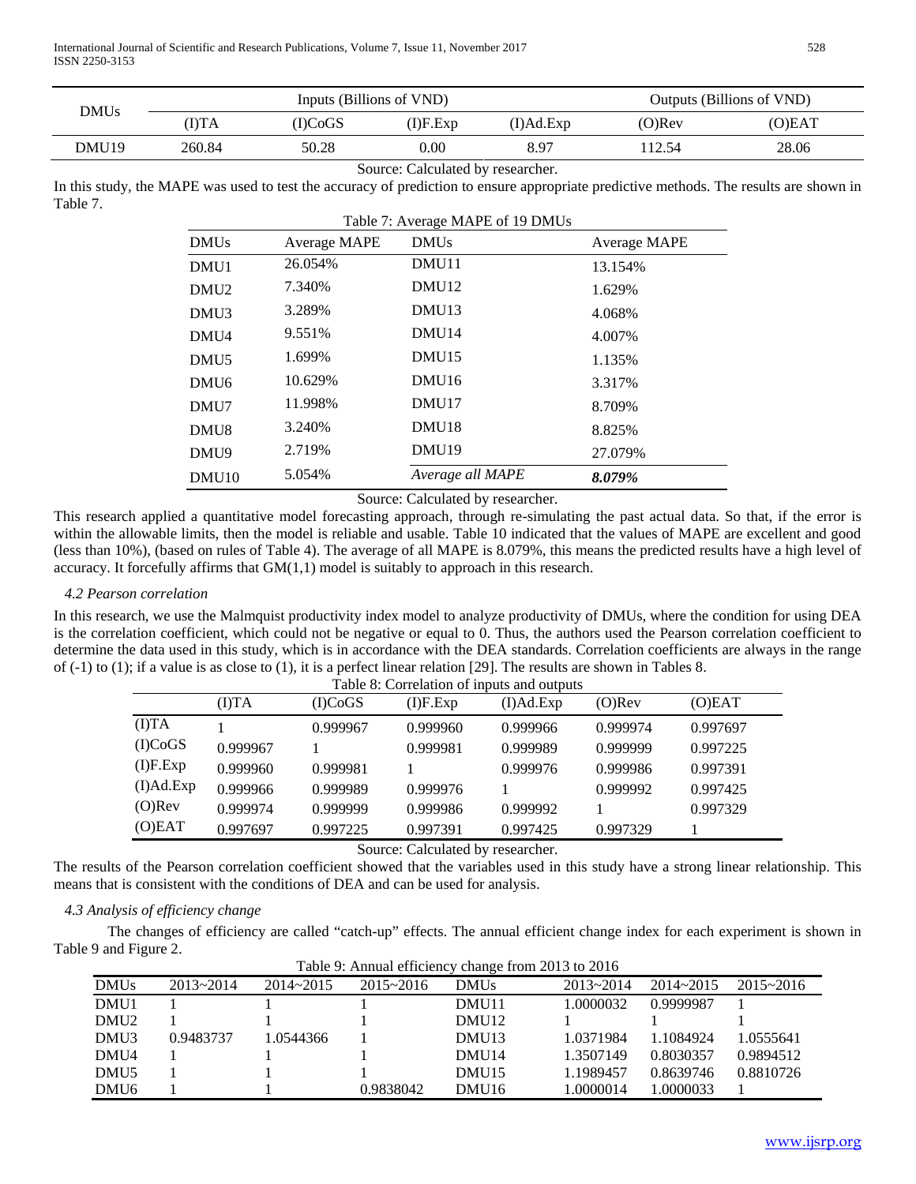| DMUs | Inputs (Billions of VND) | | | | Outputs (Billions of VND) | |
|---|---|---|---|---|---|---|
| | (I)TA | (I)CoGS | (I)F.Exp | (I)Ad.Exp | (O)Rev | (O)EAT |
| DMU19 | 260.84 | 50.28 | 0.00 | 8.97 | 112.54 | 28.06 |

Source: Calculated by researcher.

In this study, the MAPE was used to test the accuracy of prediction to ensure appropriate predictive methods. The results are shown in Table 7.

Table 7: Average MAPE of 19 DMUs

| DMUs | Average MAPE | DMUs | Average MAPE |
|---|---|---|---|
| DMU1 | 26.054% | DMU11 | 13.154% |
| DMU2 | 7.340% | DMU12 | 1.629% |
| DMU3 | 3.289% | DMU13 | 4.068% |
| DMU4 | 9.551% | DMU14 | 4.007% |
| DMU5 | 1.699% | DMU15 | 1.135% |
| DMU6 | 10.629% | DMU16 | 3.317% |
| DMU7 | 11.998% | DMU17 | 8.709% |
| DMU8 | 3.240% | DMU18 | 8.825% |
| DMU9 | 2.719% | DMU19 | 27.079% |
| DMU10 | 5.054% | *Average all MAPE* | ***8.079%*** |

Source: Calculated by researcher.

This research applied a quantitative model forecasting approach, through re-simulating the past actual data. So that, if the error is within the allowable limits, then the model is reliable and usable. Table 10 indicated that the values of MAPE are excellent and good (less than 10%), (based on rules of Table 4). The average of all MAPE is 8.079%, this means the predicted results have a high level of accuracy. It forcefully affirms that GM(1,1) model is suitably to approach in this research.

### *4.2 Pearson correlation*

In this research, we use the Malmquist productivity index model to analyze productivity of DMUs, where the condition for using DEA is the correlation coefficient, which could not be negative or equal to 0. Thus, the authors used the Pearson correlation coefficient to determine the data used in this study, which is in accordance with the DEA standards. Correlation coefficients are always in the range of (-1) to (1); if a value is as close to (1), it is a perfect linear relation [29]. The results are shown in Tables 8.

Table 8: Correlation of inputs and outputs

| | (I)TA | (I)CoGS | (I)F.Exp | (I)Ad.Exp | (O)Rev | (O)EAT |
|---|---|---|---|---|---|---|
| (I)TA | 1 | 0.999967 | 0.999960 | 0.999966 | 0.999974 | 0.997697 |
| (I)CoGS | 0.999967 | 1 | 0.999981 | 0.999989 | 0.999999 | 0.997225 |
| (I)F.Exp | 0.999960 | 0.999981 | 1 | 0.999976 | 0.999986 | 0.997391 |
| (I)Ad.Exp | 0.999966 | 0.999989 | 0.999976 | 1 | 0.999992 | 0.997425 |
| (O)Rev | 0.999974 | 0.999999 | 0.999986 | 0.999992 | 1 | 0.997329 |
| (O)EAT | 0.997697 | 0.997225 | 0.997391 | 0.997425 | 0.997329 | 1 |

Source: Calculated by researcher.

The results of the Pearson correlation coefficient showed that the variables used in this study have a strong linear relationship. This means that is consistent with the conditions of DEA and can be used for analysis.

### *4.3 Analysis of efficiency change*

The changes of efficiency are called "catch-up" effects. The annual efficient change index for each experiment is shown in Table 9 and Figure 2.

Table 9: Annual efficiency change from 2013 to 2016

| DMUs | 2013~2014 | 2014~2015 | 2015~2016 | DMUs | 2013~2014 | 2014~2015 | 2015~2016 |
|---|---|---|---|---|---|---|---|
| DMU1 | 1 | 1 | 1 | DMU11 | 1.0000032 | 0.9999987 | 1 |
| DMU2 | 1 | 1 | 1 | DMU12 | 1 | 1 | 1 |
| DMU3 | 0.9483737 | 1.0544366 | 1 | DMU13 | 1.0371984 | 1.1084924 | 1.0555641 |
| DMU4 | 1 | 1 | 1 | DMU14 | 1.3507149 | 0.8030357 | 0.9894512 |
| DMU5 | 1 | 1 | 1 | DMU15 | 1.1989457 | 0.8639746 | 0.8810726 |
| DMU6 | 1 | 1 | 0.9838042 | DMU16 | 1.0000014 | 1.0000033 | 1 |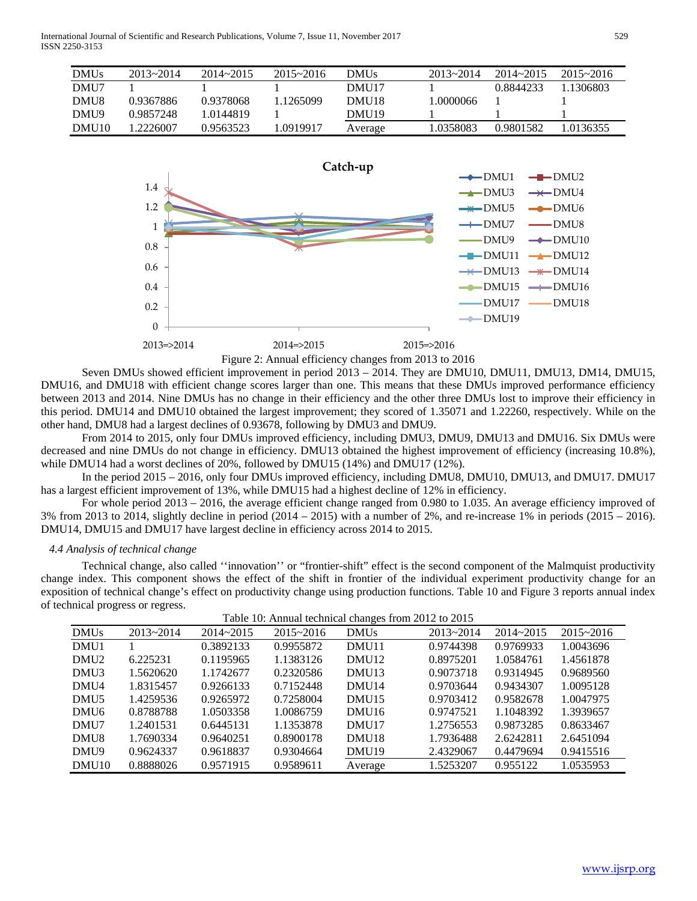| DMUs | 2013~2014 | 2014~2015 | 2015~2016 | DMUs | 2013~2014 | 2014~2015 | 2015~2016 |
|---|---|---|---|---|---|---|---|
| DMU7 | 1 | 1 | 1 | DMU17 | 1 | 0.8844233 | 1.1306803 |
| DMU8 | 0.9367886 | 0.9378068 | 1.1265099 | DMU18 | 1.0000066 | 1 | 1 |
| DMU9 | 0.9857248 | 1.0144819 | 1 | DMU19 | 1 | 1 | 1 |
| DMU10 | 1.2226007 | 0.9563523 | 1.0919917 | Average | 1.0358083 | 0.9801582 | 1.0136355 |

Figure 2: Annual efficiency changes from 2013 to 2016

Seven DMUs showed efficient improvement in period 2013 – 2014. They are DMU10, DMU11, DMU13, DM14, DMU15, DMU16, and DMU18 with efficient change scores larger than one. This means that these DMUs improved performance efficiency between 2013 and 2014. Nine DMUs has no change in their efficiency and the other three DMUs lost to improve their efficiency in this period. DMU14 and DMU10 obtained the largest improvement; they scored of 1.35071 and 1.22260, respectively. While on the other hand, DMU8 had a largest declines of 0.93678, following by DMU3 and DMU9.

From 2014 to 2015, only four DMUs improved efficiency, including DMU3, DMU9, DMU13 and DMU16. Six DMUs were decreased and nine DMUs do not change in efficiency. DMU13 obtained the highest improvement of efficiency (increasing 10.8%), while DMU14 had a worst declines of 20%, followed by DMU15 (14%) and DMU17 (12%).

In the period 2015 – 2016, only four DMUs improved efficiency, including DMU8, DMU10, DMU13, and DMU17. DMU17 has a largest efficient improvement of 13%, while DMU15 had a highest decline of 12% in efficiency.

For whole period 2013 – 2016, the average efficient change ranged from 0.980 to 1.035. An average efficiency improved of 3% from 2013 to 2014, slightly decline in period (2014 – 2015) with a number of 2%, and re-increase 1% in periods (2015 – 2016). DMU14, DMU15 and DMU17 have largest decline in efficiency across 2014 to 2015.

### *4.4 Analysis of technical change*

Technical change, also called ''innovation'' or "frontier-shift" effect is the second component of the Malmquist productivity change index. This component shows the effect of the shift in frontier of the individual experiment productivity change for an exposition of technical change's effect on productivity change using production functions. Table 10 and Figure 3 reports annual index of technical progress or regress.

Table 10: Annual technical changes from 2012 to 2015

| DMUs | 2013~2014 | 2014~2015 | 2015~2016 | DMUs | 2013~2014 | 2014~2015 | 2015~2016 |
|---|---|---|---|---|---|---|---|
| DMU1 | 1 | 0.3892133 | 0.9955872 | DMU11 | 0.9744398 | 0.9769933 | 1.0043696 |
| DMU2 | 6.225231 | 0.1195965 | 1.1383126 | DMU12 | 0.8975201 | 1.0584761 | 1.4561878 |
| DMU3 | 1.5620620 | 1.1742677 | 0.2320586 | DMU13 | 0.9073718 | 0.9314945 | 0.9689560 |
| DMU4 | 1.8315457 | 0.9266133 | 0.7152448 | DMU14 | 0.9703644 | 0.9434307 | 1.0095128 |
| DMU5 | 1.4259536 | 0.9265972 | 0.7258004 | DMU15 | 0.9703412 | 0.9582678 | 1.0047975 |
| DMU6 | 0.8788788 | 1.0503358 | 1.0086759 | DMU16 | 0.9747521 | 1.1048392 | 1.3939657 |
| DMU7 | 1.2401531 | 0.6445131 | 1.1353878 | DMU17 | 1.2756553 | 0.9873285 | 0.8633467 |
| DMU8 | 1.7690334 | 0.9640251 | 0.8900178 | DMU18 | 1.7936488 | 2.6242811 | 2.6451094 |
| DMU9 | 0.9624337 | 0.9618837 | 0.9304664 | DMU19 | 2.4329067 | 0.4479694 | 0.9415516 |
| DMU10 | 0.8888026 | 0.9571915 | 0.9589611 | Average | 1.5253207 | 0.955122 | 1.0535953 |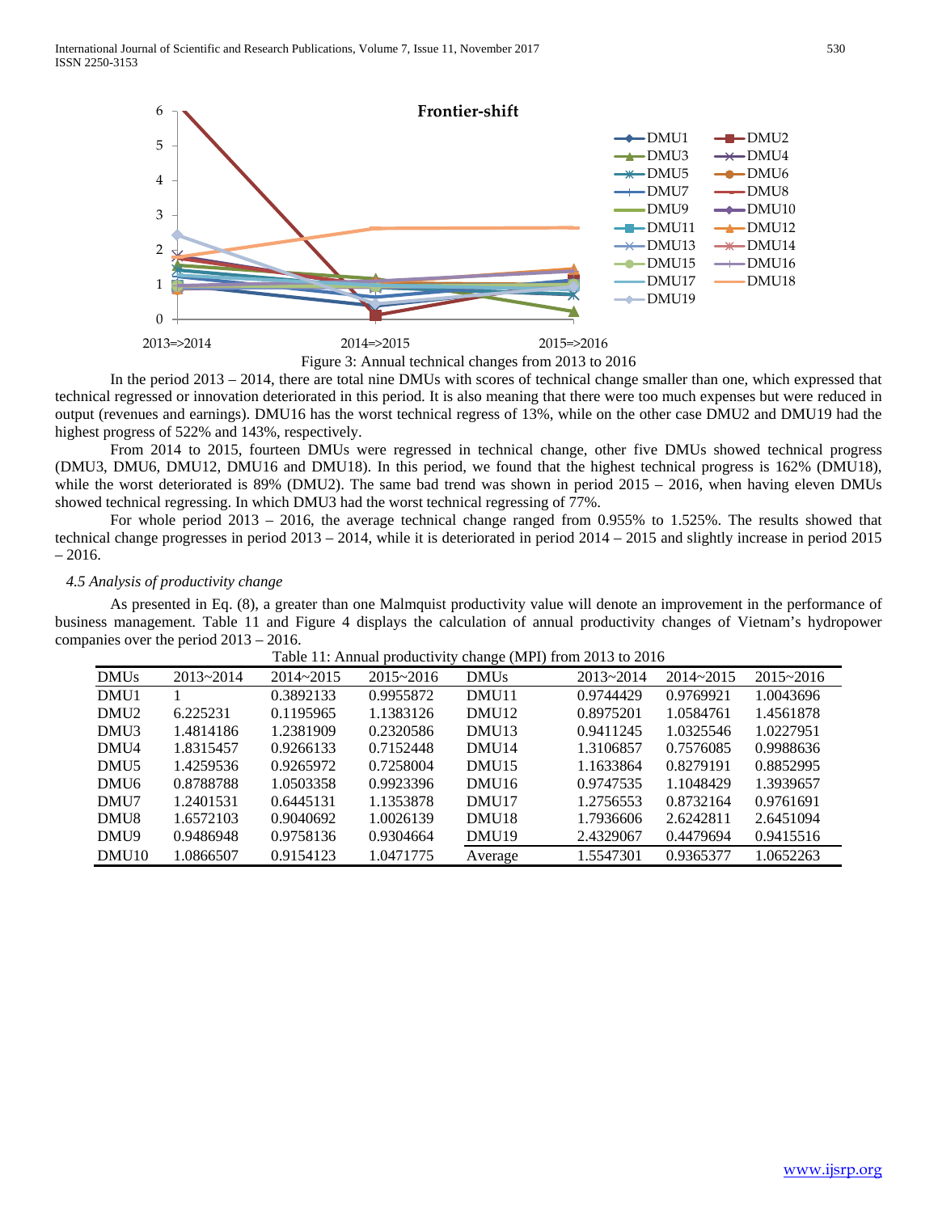Figure 3: Annual technical changes from 2013 to 2016

In the period 2013 – 2014, there are total nine DMUs with scores of technical change smaller than one, which expressed that technical regressed or innovation deteriorated in this period. It is also meaning that there were too much expenses but were reduced in output (revenues and earnings). DMU16 has the worst technical regress of 13%, while on the other case DMU2 and DMU19 had the highest progress of 522% and 143%, respectively.

From 2014 to 2015, fourteen DMUs were regressed in technical change, other five DMUs showed technical progress (DMU3, DMU6, DMU12, DMU16 and DMU18). In this period, we found that the highest technical progress is 162% (DMU18), while the worst deteriorated is 89% (DMU2). The same bad trend was shown in period 2015 – 2016, when having eleven DMUs showed technical regressing. In which DMU3 had the worst technical regressing of 77%.

For whole period 2013 – 2016, the average technical change ranged from 0.955% to 1.525%. The results showed that technical change progresses in period 2013 – 2014, while it is deteriorated in period 2014 – 2015 and slightly increase in period 2015 – 2016.

### *4.5 Analysis of productivity change*

As presented in Eq. (8), a greater than one Malmquist productivity value will denote an improvement in the performance of business management. Table 11 and Figure 4 displays the calculation of annual productivity changes of Vietnam's hydropower companies over the period 2013 – 2016.

Table 11: Annual productivity change (MPI) from 2013 to 2016

| DMUs | 2013~2014 | 2014~2015 | 2015~2016 | DMUs | 2013~2014 | 2014~2015 | 2015~2016 |
|---|---|---|---|---|---|---|---|
| DMU1 | 1 | 0.3892133 | 0.9955872 | DMU11 | 0.9744429 | 0.9769921 | 1.0043696 |
| DMU2 | 6.225231 | 0.1195965 | 1.1383126 | DMU12 | 0.8975201 | 1.0584761 | 1.4561878 |
| DMU3 | 1.4814186 | 1.2381909 | 0.2320586 | DMU13 | 0.9411245 | 1.0325546 | 1.0227951 |
| DMU4 | 1.8315457 | 0.9266133 | 0.7152448 | DMU14 | 1.3106857 | 0.7576085 | 0.9988636 |
| DMU5 | 1.4259536 | 0.9265972 | 0.7258004 | DMU15 | 1.1633864 | 0.8279191 | 0.8852995 |
| DMU6 | 0.8788788 | 1.0503358 | 0.9923396 | DMU16 | 0.9747535 | 1.1048429 | 1.3939657 |
| DMU7 | 1.2401531 | 0.6445131 | 1.1353878 | DMU17 | 1.2756553 | 0.8732164 | 0.9761691 |
| DMU8 | 1.6572103 | 0.9040692 | 1.0026139 | DMU18 | 1.7936606 | 2.6242811 | 2.6451094 |
| DMU9 | 0.9486948 | 0.9758136 | 0.9304664 | DMU19 | 2.4329067 | 0.4479694 | 0.9415516 |
| DMU10 | 1.0866507 | 0.9154123 | 1.0471775 | Average | 1.5547301 | 0.9365377 | 1.0652263 |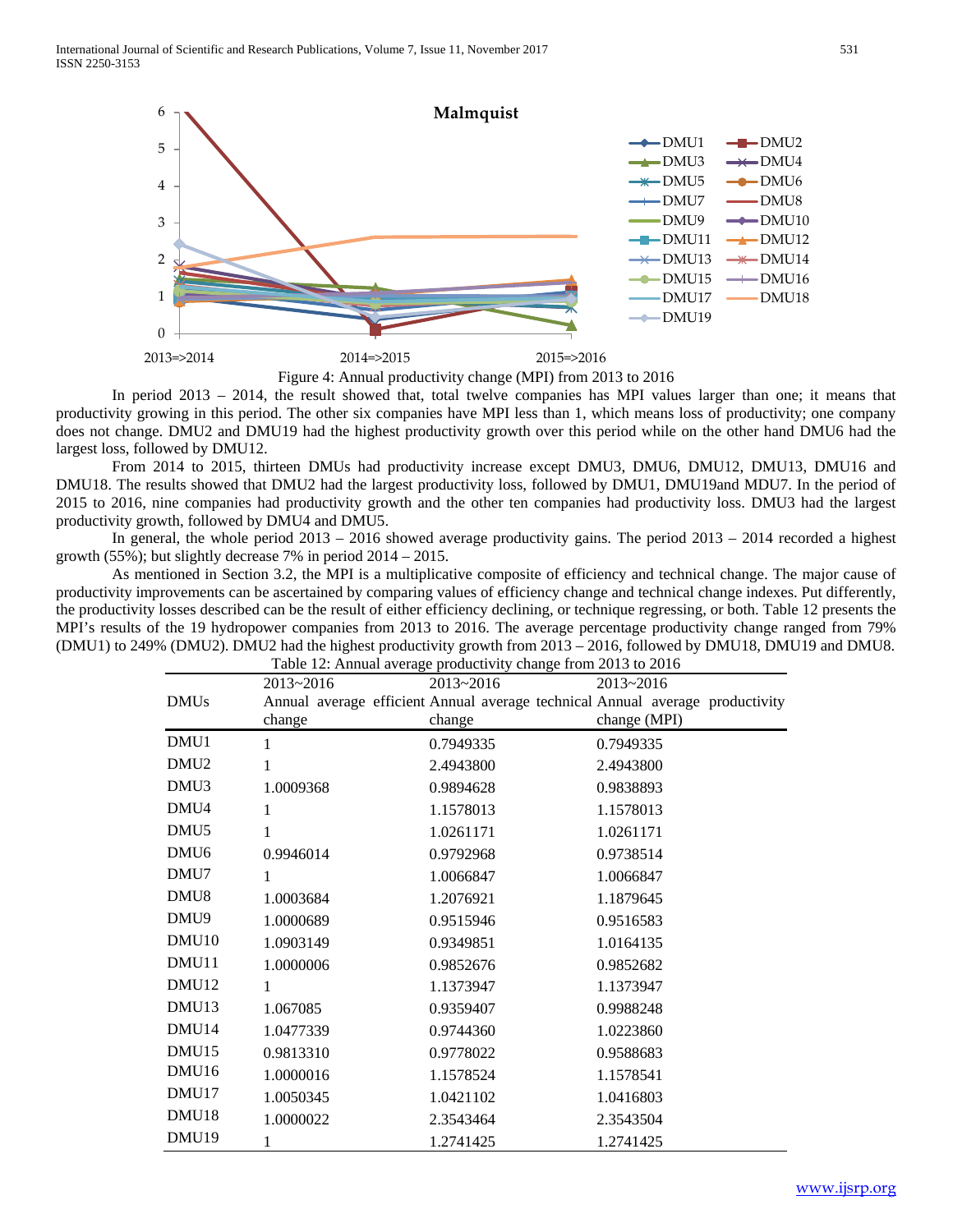Figure 4: Annual productivity change (MPI) from 2013 to 2016

In period 2013 – 2014, the result showed that, total twelve companies has MPI values larger than one; it means that productivity growing in this period. The other six companies have MPI less than 1, which means loss of productivity; one company does not change. DMU2 and DMU19 had the highest productivity growth over this period while on the other hand DMU6 had the largest loss, followed by DMU12.

From 2014 to 2015, thirteen DMUs had productivity increase except DMU3, DMU6, DMU12, DMU13, DMU16 and DMU18. The results showed that DMU2 had the largest productivity loss, followed by DMU1, DMU19and MDU7. In the period of 2015 to 2016, nine companies had productivity growth and the other ten companies had productivity loss. DMU3 had the largest productivity growth, followed by DMU4 and DMU5.

In general, the whole period 2013 – 2016 showed average productivity gains. The period 2013 – 2014 recorded a highest growth (55%); but slightly decrease 7% in period 2014 – 2015.

As mentioned in Section 3.2, the MPI is a multiplicative composite of efficiency and technical change. The major cause of productivity improvements can be ascertained by comparing values of efficiency change and technical change indexes. Put differently, the productivity losses described can be the result of either efficiency declining, or technique regressing, or both. Table 12 presents the MPI's results of the 19 hydropower companies from 2013 to 2016. The average percentage productivity change ranged from 79% (DMU1) to 249% (DMU2). DMU2 had the highest productivity growth from 2013 – 2016, followed by DMU18, DMU19 and DMU8.

Table 12: Annual average productivity change from 2013 to 2016

| DMUs | 2013~2016 Annual average efficient change | 2013~2016 Annual average technical change | 2013~2016 Annual average productivity change (MPI) |
|---|---|---|---|
| DMU1 | 1 | 0.7949335 | 0.7949335 |
| DMU2 | 1 | 2.4943800 | 2.4943800 |
| DMU3 | 1.0009368 | 0.9894628 | 0.9838893 |
| DMU4 | 1 | 1.1578013 | 1.1578013 |
| DMU5 | 1 | 1.0261171 | 1.0261171 |
| DMU6 | 0.9946014 | 0.9792968 | 0.9738514 |
| DMU7 | 1 | 1.0066847 | 1.0066847 |
| DMU8 | 1.0003684 | 1.2076921 | 1.1879645 |
| DMU9 | 1.0000689 | 0.9515946 | 0.9516583 |
| DMU10 | 1.0903149 | 0.9349851 | 1.0164135 |
| DMU11 | 1.0000006 | 0.9852676 | 0.9852682 |
| DMU12 | 1 | 1.1373947 | 1.1373947 |
| DMU13 | 1.067085 | 0.9359407 | 0.9988248 |
| DMU14 | 1.0477339 | 0.9744360 | 1.0223860 |
| DMU15 | 0.9813310 | 0.9778022 | 0.9588683 |
| DMU16 | 1.0000016 | 1.1578524 | 1.1578541 |
| DMU17 | 1.0050345 | 1.0421102 | 1.0416803 |
| DMU18 | 1.0000022 | 2.3543464 | 2.3543504 |
| DMU19 | 1 | 1.2741425 | 1.2741425 |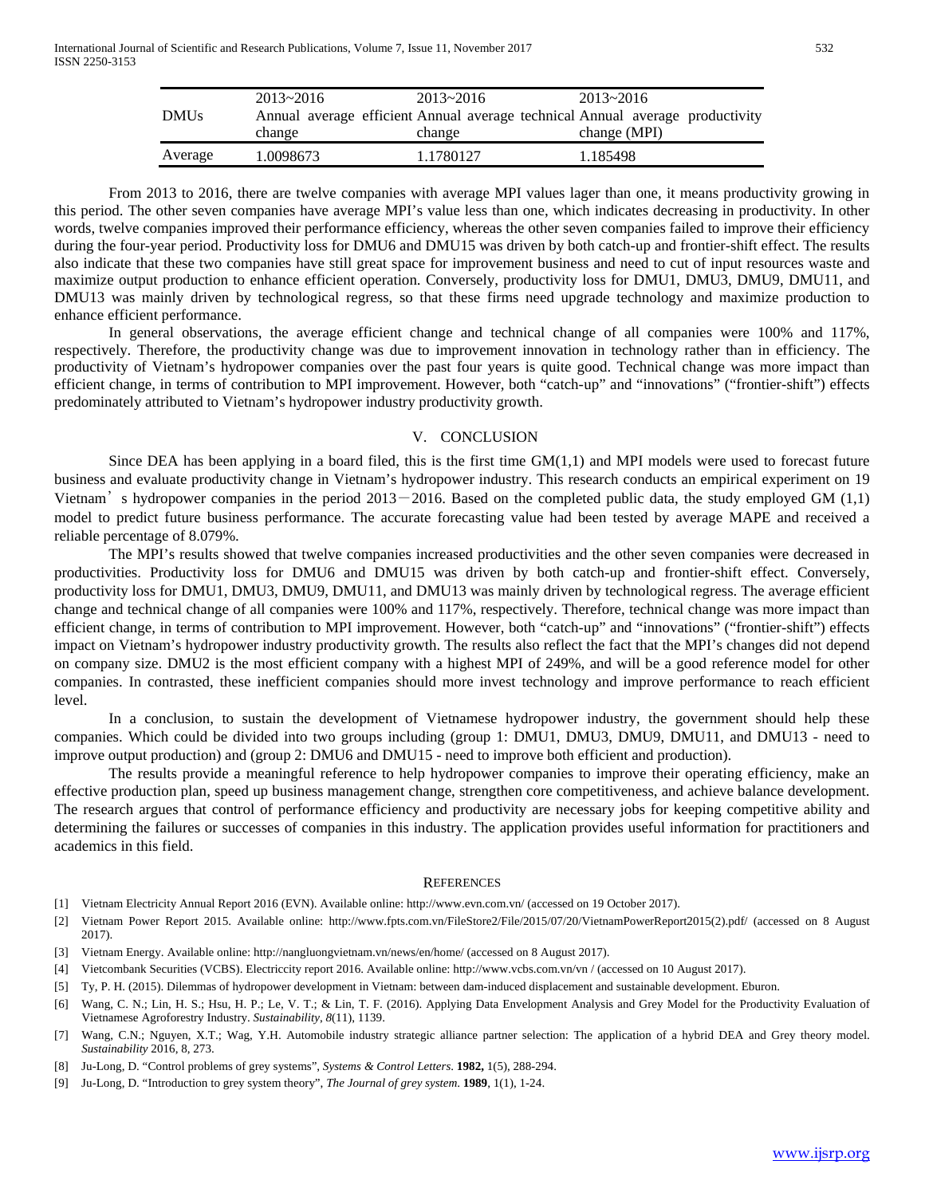| DMUs | 2013~2016 Annual average efficient change | 2013~2016 Annual average technical change | 2013~2016 Annual average productivity change (MPI) |
|---|---|---|---|
| Average | 1.0098673 | 1.1780127 | 1.185498 |

From 2013 to 2016, there are twelve companies with average MPI values lager than one, it means productivity growing in this period. The other seven companies have average MPI's value less than one, which indicates decreasing in productivity. In other words, twelve companies improved their performance efficiency, whereas the other seven companies failed to improve their efficiency during the four-year period. Productivity loss for DMU6 and DMU15 was driven by both catch-up and frontier-shift effect. The results also indicate that these two companies have still great space for improvement business and need to cut of input resources waste and maximize output production to enhance efficient operation. Conversely, productivity loss for DMU1, DMU3, DMU9, DMU11, and DMU13 was mainly driven by technological regress, so that these firms need upgrade technology and maximize production to enhance efficient performance.

In general observations, the average efficient change and technical change of all companies were 100% and 117%, respectively. Therefore, the productivity change was due to improvement innovation in technology rather than in efficiency. The productivity of Vietnam's hydropower companies over the past four years is quite good. Technical change was more impact than efficient change, in terms of contribution to MPI improvement. However, both "catch-up" and "innovations" ("frontier-shift") effects predominately attributed to Vietnam's hydropower industry productivity growth.

## V. CONCLUSION

Since DEA has been applying in a board filed, this is the first time GM(1,1) and MPI models were used to forecast future business and evaluate productivity change in Vietnam's hydropower industry. This research conducts an empirical experiment on 19 Vietnam' s hydropower companies in the period 2013－2016. Based on the completed public data, the study employed GM (1,1) model to predict future business performance. The accurate forecasting value had been tested by average MAPE and received a reliable percentage of 8.079%.

The MPI's results showed that twelve companies increased productivities and the other seven companies were decreased in productivities. Productivity loss for DMU6 and DMU15 was driven by both catch-up and frontier-shift effect. Conversely, productivity loss for DMU1, DMU3, DMU9, DMU11, and DMU13 was mainly driven by technological regress. The average efficient change and technical change of all companies were 100% and 117%, respectively. Therefore, technical change was more impact than efficient change, in terms of contribution to MPI improvement. However, both "catch-up" and "innovations" ("frontier-shift") effects impact on Vietnam's hydropower industry productivity growth. The results also reflect the fact that the MPI's changes did not depend on company size. DMU2 is the most efficient company with a highest MPI of 249%, and will be a good reference model for other companies. In contrasted, these inefficient companies should more invest technology and improve performance to reach efficient level.

In a conclusion, to sustain the development of Vietnamese hydropower industry, the government should help these companies. Which could be divided into two groups including (group 1: DMU1, DMU3, DMU9, DMU11, and DMU13 - need to improve output production) and (group 2: DMU6 and DMU15 - need to improve both efficient and production).

The results provide a meaningful reference to help hydropower companies to improve their operating efficiency, make an effective production plan, speed up business management change, strengthen core competitiveness, and achieve balance development. The research argues that control of performance efficiency and productivity are necessary jobs for keeping competitive ability and determining the failures or successes of companies in this industry. The application provides useful information for practitioners and academics in this field.

## REFERENCES

[1] Vietnam Electricity Annual Report 2016 (EVN). Available online: http://www.evn.com.vn/ (accessed on 19 October 2017).

[2] Vietnam Power Report 2015. Available online: http://www.fpts.com.vn/FileStore2/File/2015/07/20/VietnamPowerReport2015(2).pdf/ (accessed on 8 August 2017).

[3] Vietnam Energy. Available online: http://nangluongvietnam.vn/news/en/home/ (accessed on 8 August 2017).

[4] Vietcombank Securities (VCBS). Electriccity report 2016. Available online: http://www.vcbs.com.vn/vn / (accessed on 10 August 2017).

[5] Ty, P. H. (2015). Dilemmas of hydropower development in Vietnam: between dam-induced displacement and sustainable development. Eburon.

[6] Wang, C. N.; Lin, H. S.; Hsu, H. P.; Le, V. T.; & Lin, T. F. (2016). Applying Data Envelopment Analysis and Grey Model for the Productivity Evaluation of Vietnamese Agroforestry Industry. *Sustainability*, *8*(11), 1139.

[7] Wang, C.N.; Nguyen, X.T.; Wag, Y.H. Automobile industry strategic alliance partner selection: The application of a hybrid DEA and Grey theory model. *Sustainability* 2016, 8, 273.

[8] Ju-Long, D. "Control problems of grey systems", *Systems & Control Letters*. **1982,** 1(5), 288-294.

[9] Ju-Long, D. "Introduction to grey system theory", *The Journal of grey system*. **1989**, 1(1), 1-24.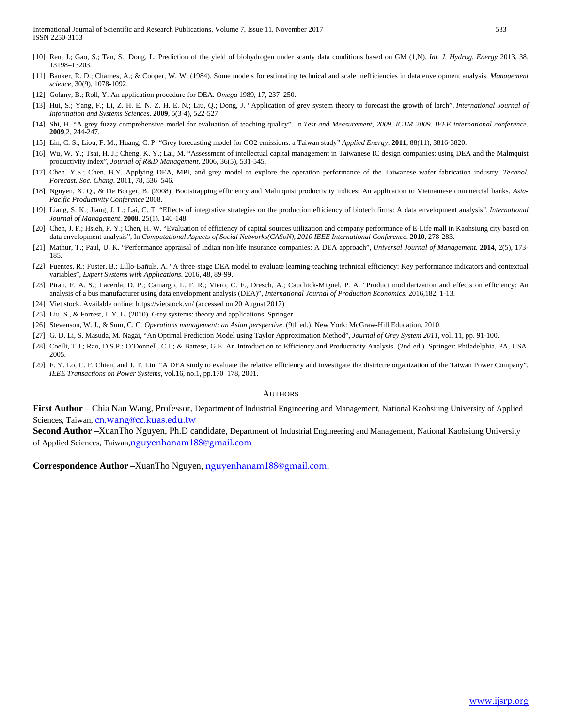[10] Ren, J.; Gao, S.; Tan, S.; Dong, L. Prediction of the yield of biohydrogen under scanty data conditions based on GM (1,N). *Int. J. Hydrog. Energy* 2013, 38, 13198–13203.

[11] Banker, R. D.; Charnes, A.; & Cooper, W. W. (1984). Some models for estimating technical and scale inefficiencies in data envelopment analysis. *Management science*, 30(9), 1078-1092.

[12] Golany, B.; Roll, Y. An application procedure for DEA. *Omega* 1989, 17, 237–250.

[13] Hui, S.; Yang, F.; Li, Z. H. E. N. Z. H. E. N.; Liu, Q.; Dong, J. "Application of grey system theory to forecast the growth of larch", *International Journal of Information and Systems Sciences*. **2009**, 5(3-4), 522-527.

[14] Shi, H. "A grey fuzzy comprehensive model for evaluation of teaching quality". In *Test and Measurement, 2009. ICTM 2009. IEEE international conference*. **2009**,2, 244-247.

[15] Lin, C. S.; Liou, F. M.; Huang, C. P. "Grey forecasting model for CO2 emissions: a Taiwan study" *Applied Energy*. **2011**, 88(11), 3816-3820.

[16] Wu, W. Y.; Tsai, H. J.; Cheng, K. Y.; Lai, M. "Assessment of intellectual capital management in Taiwanese IC design companies: using DEA and the Malmquist productivity index", *Journal of R&D Management*. 2006, 36(5), 531-545.

[17] Chen, Y.S.; Chen, B.Y. Applying DEA, MPI, and grey model to explore the operation performance of the Taiwanese wafer fabrication industry. *Technol. Forecast. Soc. Chang*. 2011, 78, 536–546.

[18] Nguyen, X. Q., & De Borger, B. (2008). Bootstrapping efficiency and Malmquist productivity indices: An application to Vietnamese commercial banks. *Asia-Pacific Productivity Conference* 2008.

[19] Liang, S. K.; Jiang, J. L.; Lai, C. T. "Effects of integrative strategies on the production efficiency of biotech firms: A data envelopment analysis", *International Journal of Management*. **2008**, 25(1), 140-148.

[20] Chen, J. F.; Hsieh, P. Y.; Chen, H. W. "Evaluation of efficiency of capital sources utilization and company performance of E-Life mall in Kaohsiung city based on data envelopment analysis", In *Computational Aspects of Social Networks(CASoN), 2010 IEEE International Conference*. **2010**, 278-283.

[21] Mathur, T.; Paul, U. K. "Performance appraisal of Indian non-life insurance companies: A DEA approach", *Universal Journal of Management*. **2014**, 2(5), 173-185.

[22] Fuentes, R.; Fuster, B.; Lillo-Bañuls, A. "A three-stage DEA model to evaluate learning-teaching technical efficiency: Key performance indicators and contextual variables", *Expert Systems with Applications*. 2016, 48, 89-99.

[23] Piran, F. A. S.; Lacerda, D. P.; Camargo, L. F. R.; Viero, C. F., Dresch, A.; Cauchick-Miguel, P. A. "Product modularization and effects on efficiency: An analysis of a bus manufacturer using data envelopment analysis (DEA)", *International Journal of Production Economics*. 2016,182, 1-13.

[24] Viet stock. Available online: https://vietstock.vn/ (accessed on 20 August 2017)

[25] Liu, S., & Forrest, J. Y. L. (2010). Grey systems: theory and applications. Springer.

[26] Stevenson, W. J., & Sum, C. C. *Operations management: an Asian perspective*. (9th ed.). New York: McGraw-Hill Education. 2010.

[27] G. D. Li, S. Masuda, M. Nagai, "An Optimal Prediction Model using Taylor Approximation Method", *Journal of Grey System 2011*, vol. 11, pp. 91-100.

[28] Coelli, T.J.; Rao, D.S.P.; O'Donnell, C.J.; & Battese, G.E. An Introduction to Efficiency and Productivity Analysis. (2nd ed.). Springer: Philadelphia, PA, USA. 2005.

[29] F. Y. Lo, C. F. Chien, and J. T. Lin, "A DEA study to evaluate the relative efficiency and investigate the districtre organization of the Taiwan Power Company", *IEEE Transactions on Power Systems*, vol.16, no.1, pp.170–178, 2001.

## Authors

**First Author** – Chia Nan Wang, Professor, Department of Industrial Engineering and Management, National Kaohsiung University of Applied Sciences, Taiwan, cn.wang@cc.kuas.edu.tw

**Second Author** –XuanTho Nguyen, Ph.D candidate, Department of Industrial Engineering and Management, National Kaohsiung University of Applied Sciences, Taiwan,nguyenhanam188@gmail.com

**Correspondence Author** –XuanTho Nguyen, nguyenhanam188@gmail.com,